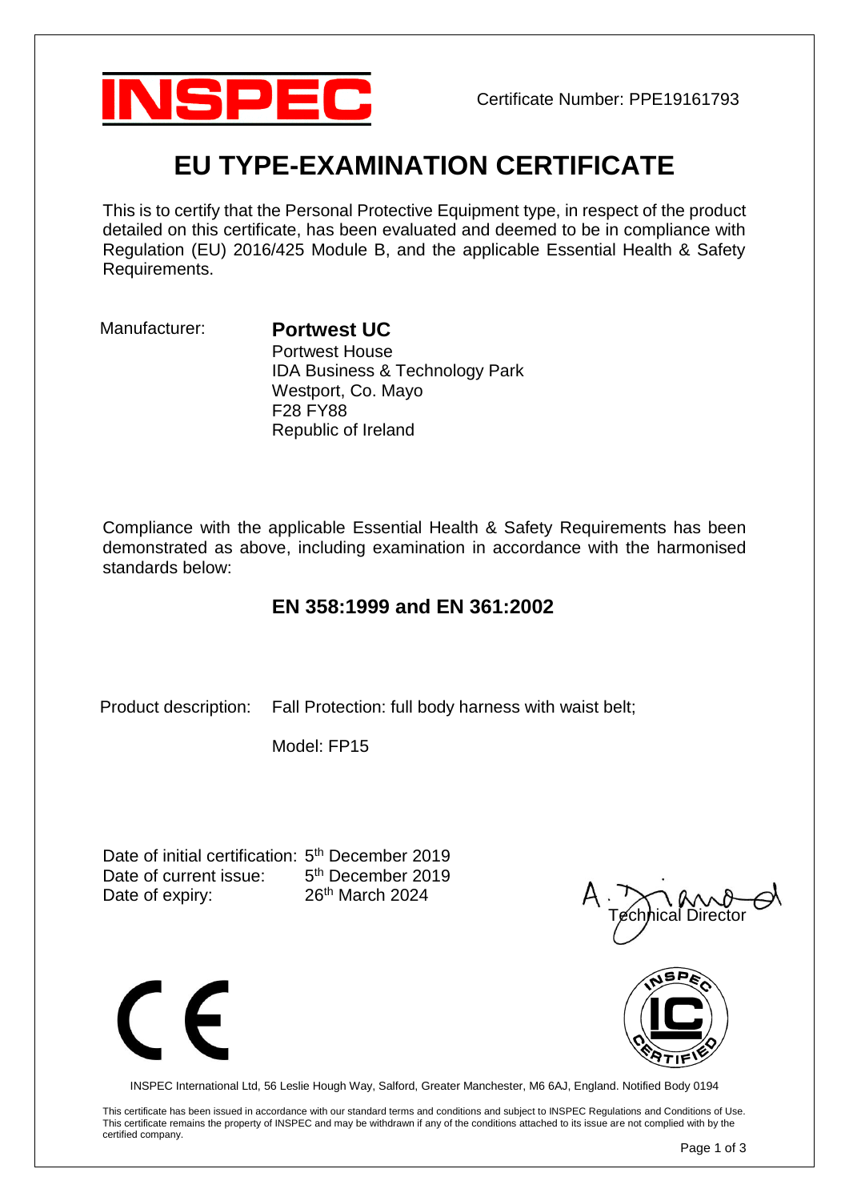INSPEC

Certificate Number: PPE19161793

# EU TYPE-EXAMINATION CERTIFICATE

This is to certify that the Personal Protective Equipment type, in respect of the product detailed on this certificate, has been evaluated and deemed to be in compliance with Regulation (EU) 2016/425 Module B, and the applicable Essential Health & Safety Requirements.

Manufacturer: **Portwest UC**
Portwest House
IDA Business & Technology Park
Westport, Co. Mayo
F28 FY88
Republic of Ireland

Compliance with the applicable Essential Health & Safety Requirements has been demonstrated as above, including examination in accordance with the harmonised standards below:

## EN 358:1999 and EN 361:2002

Product description: Fall Protection: full body harness with waist belt;

Model: FP15

Date of initial certification: 5th December 2019
Date of current issue: 5th December 2019
Date of expiry: 26th March 2024

Technical Director

INSPEC International Ltd, 56 Leslie Hough Way, Salford, Greater Manchester, M6 6AJ, England. Notified Body 0194

This certificate has been issued in accordance with our standard terms and conditions and subject to INSPEC Regulations and Conditions of Use. This certificate remains the property of INSPEC and may be withdrawn if any of the conditions attached to its issue are not complied with by the certified company.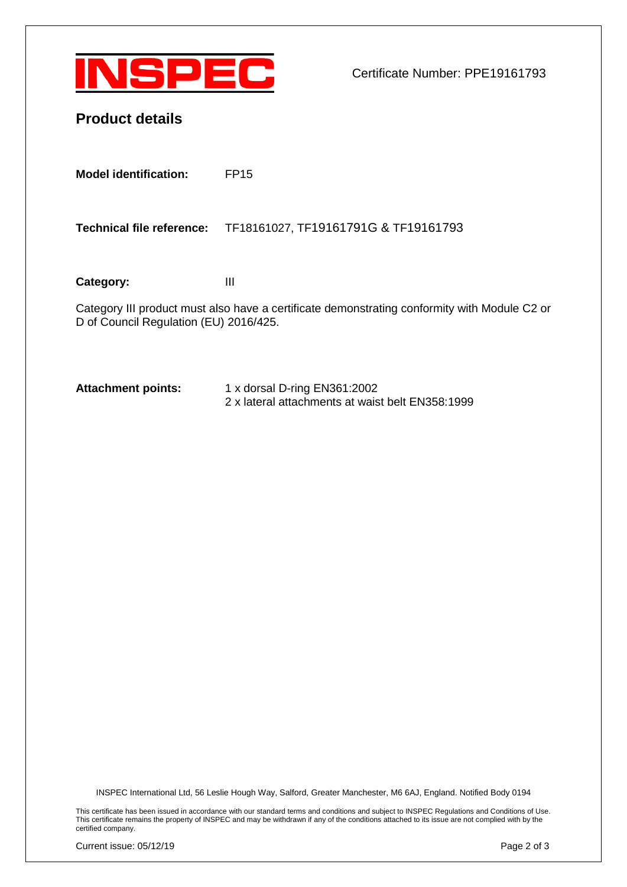INSPEC

Certificate Number: PPE19161793

## Product details

**Model identification:** FP15

**Technical file reference:** TF18161027, TF19161791G & TF19161793

**Category:** III

Category III product must also have a certificate demonstrating conformity with Module C2 or D of Council Regulation (EU) 2016/425.

**Attachment points:** 1 x dorsal D-ring EN361:2002
2 x lateral attachments at waist belt EN358:1999

INSPEC International Ltd, 56 Leslie Hough Way, Salford, Greater Manchester, M6 6AJ, England. Notified Body 0194

This certificate has been issued in accordance with our standard terms and conditions and subject to INSPEC Regulations and Conditions of Use. This certificate remains the property of INSPEC and may be withdrawn if any of the conditions attached to its issue are not complied with by the certified company.

Current issue: 05/12/19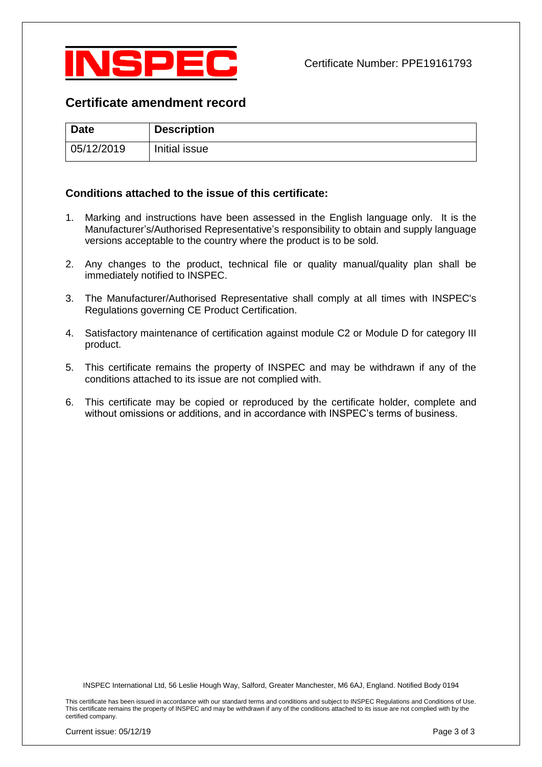INSPEC

Certificate Number: PPE19161793

## Certificate amendment record

| Date | Description |
|---|---|
| 05/12/2019 | Initial issue |

### Conditions attached to the issue of this certificate:

1. Marking and instructions have been assessed in the English language only. It is the Manufacturer's/Authorised Representative's responsibility to obtain and supply language versions acceptable to the country where the product is to be sold.

2. Any changes to the product, technical file or quality manual/quality plan shall be immediately notified to INSPEC.

3. The Manufacturer/Authorised Representative shall comply at all times with INSPEC's Regulations governing CE Product Certification.

4. Satisfactory maintenance of certification against module C2 or Module D for category III product.

5. This certificate remains the property of INSPEC and may be withdrawn if any of the conditions attached to its issue are not complied with.

6. This certificate may be copied or reproduced by the certificate holder, complete and without omissions or additions, and in accordance with INSPEC's terms of business.

INSPEC International Ltd, 56 Leslie Hough Way, Salford, Greater Manchester, M6 6AJ, England. Notified Body 0194

This certificate has been issued in accordance with our standard terms and conditions and subject to INSPEC Regulations and Conditions of Use. This certificate remains the property of INSPEC and may be withdrawn if any of the conditions attached to its issue are not complied with by the certified company.

Current issue: 05/12/19